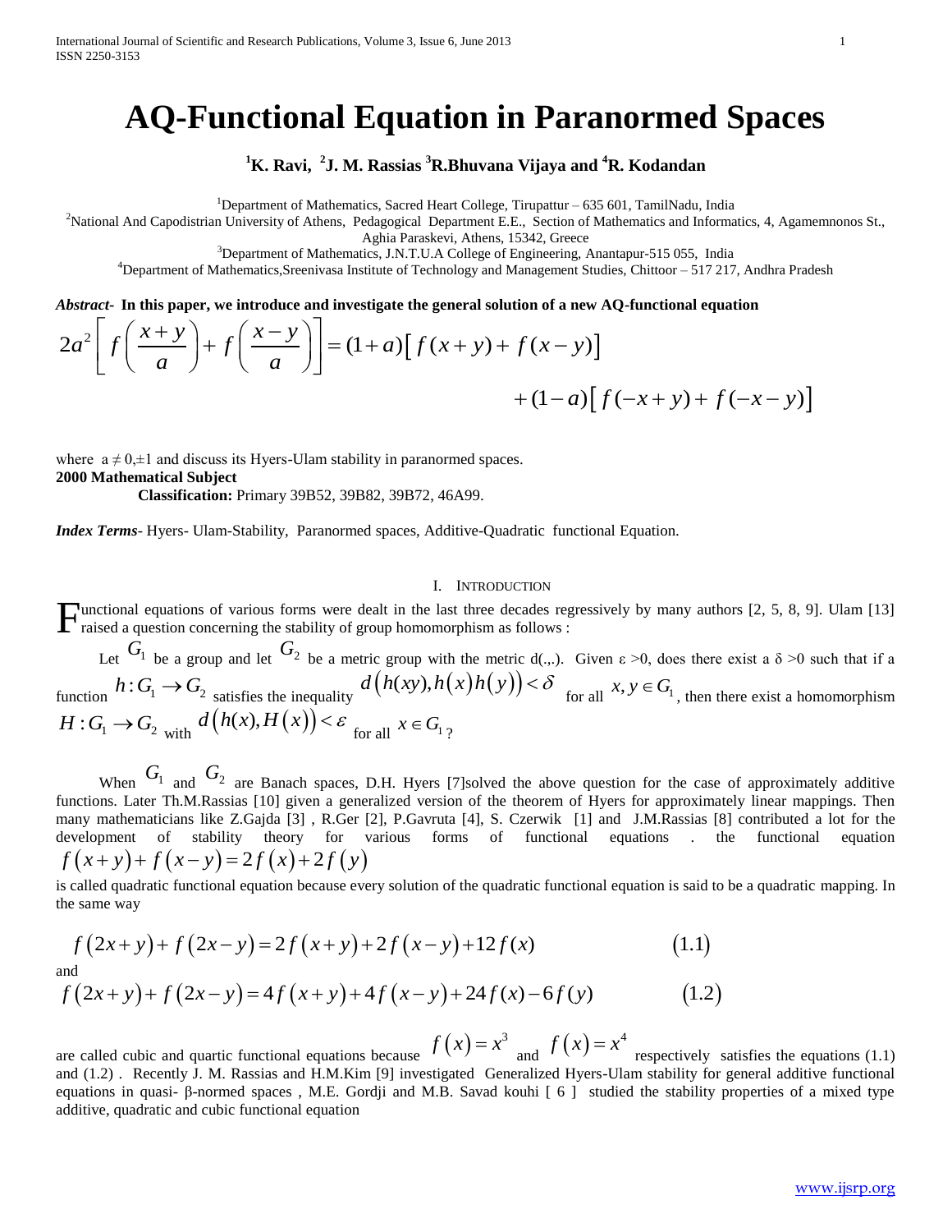# AQ-Functional Equation in Paranormed Spaces

**[1]K. Ravi, [2]J. M. Rassias [3]R.Bhuvana Vijaya and [4]R. Kodandan**

[1]Department of Mathematics, Sacred Heart College, Tirupattur – 635 601, TamilNadu, India

[2]National And Capodistrian University of Athens, Pedagogical Department E.E., Section of Mathematics and Informatics, 4, Agamemnonos St., Aghia Paraskevi, Athens, 15342, Greece

[3]Department of Mathematics, J.N.T.U.A College of Engineering, Anantapur-515 055, India

[4]Department of Mathematics,Sreenivasa Institute of Technology and Management Studies, Chittoor – 517 217, Andhra Pradesh

***Abstract*- In this paper, we introduce and investigate the general solution of a new AQ-functional equation**

$$2a^2\left[f\left(\frac{x+y}{a}\right)+f\left(\frac{x-y}{a}\right)\right]=(1+a)\left[f(x+y)+f(x-y)\right]+(1-a)\left[f(-x+y)+f(-x-y)\right]$$

where $a \neq 0, \pm 1$ and discuss its Hyers-Ulam stability in paranormed spaces.

**2000 Mathematical Subject Classification:** Primary 39B52, 39B82, 39B72, 46A99.

***Index Terms*-** Hyers- Ulam-Stability, Paranormed spaces, Additive-Quadratic functional Equation.

## I. Introduction

Functional equations of various forms were dealt in the last three decades regressively by many authors [2, 5, 8, 9]. Ulam [13] raised a question concerning the stability of group homomorphism as follows :

Let $G_1$ be a group and let $G_2$ be a metric group with the metric d(.,.). Given ε >0, does there exist a δ >0 such that if a function $h: G_1 \to G_2$ satisfies the inequality $d\left(h(xy), h(x)h(y)\right) < \delta$ for all $x, y \in G_1$, then there exist a homomorphism $H: G_1 \to G_2$ with $d\left(h(x), H(x)\right) < \varepsilon$ for all $x \in G_1$?

When $G_1$ and $G_2$ are Banach spaces, D.H. Hyers [7]solved the above question for the case of approximately additive functions. Later Th.M.Rassias [10] given a generalized version of the theorem of Hyers for approximately linear mappings. Then many mathematicians like Z.Gajda [3] , R.Ger [2], P.Gavruta [4], S. Czerwik [1] and J.M.Rassias [8] contributed a lot for the development of stability theory for various forms of functional equations . the functional equation

$$f(x+y)+f(x-y)=2f(x)+2f(y)$$

is called quadratic functional equation because every solution of the quadratic functional equation is said to be a quadratic mapping. In the same way

$$f(2x+y)+f(2x-y)=2f(x+y)+2f(x-y)+12f(x) \tag{1.1}$$

and

$$f(2x+y)+f(2x-y)=4f(x+y)+4f(x-y)+24f(x)-6f(y) \tag{1.2}$$

are called cubic and quartic functional equations because $f(x)=x^3$ and $f(x)=x^4$ respectively satisfies the equations (1.1) and (1.2) . Recently J. M. Rassias and H.M.Kim [9] investigated Generalized Hyers-Ulam stability for general additive functional equations in quasi- β-normed spaces , M.E. Gordji and M.B. Savad kouhi [ 6 ] studied the stability properties of a mixed type additive, quadratic and cubic functional equation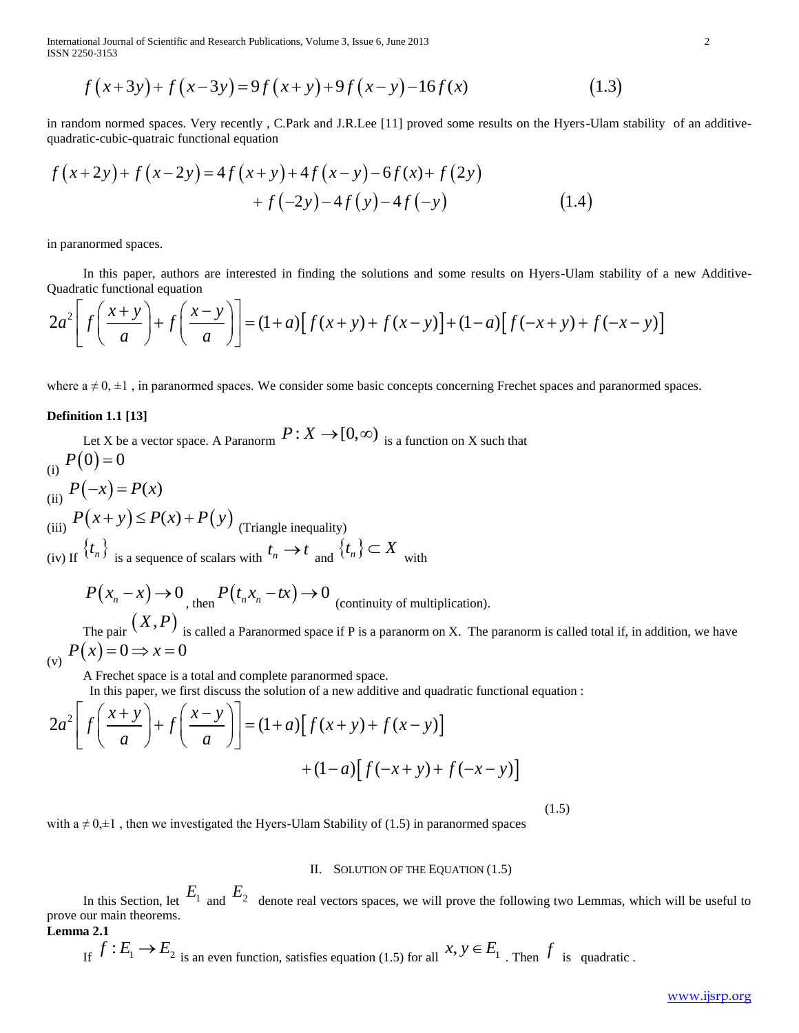$$f(x+3y)+f(x-3y)=9f(x+y)+9f(x-y)-16f(x) \tag{1.3}$$

in random normed spaces. Very recently , C.Park and J.R.Lee [11] proved some results on the Hyers-Ulam stability of an additive-quadratic-cubic-quatraic functional equation

$$f(x+2y)+f(x-2y)=4f(x+y)+4f(x-y)-6f(x)+f(2y) + f(-2y)-4f(y)-4f(-y) \tag{1.4}$$

in paranormed spaces.

In this paper, authors are interested in finding the solutions and some results on Hyers-Ulam stability of a new Additive-Quadratic functional equation

$$2a^2\left[f\left(\frac{x+y}{a}\right)+f\left(\frac{x-y}{a}\right)\right]=(1+a)\left[f(x+y)+f(x-y)\right]+(1-a)\left[f(-x+y)+f(-x-y)\right]$$

where $a \neq 0, \pm 1$ , in paranormed spaces. We consider some basic concepts concerning Frechet spaces and paranormed spaces.

**Definition 1.1 [13]**

Let X be a vector space. A Paranorm $P: X \to [0,\infty)$ is a function on X such that

(i) $P(0)=0$

(ii) $P(-x)=P(x)$

(iii) $P(x+y)\leq P(x)+P(y)$ (Triangle inequality)

(iv) If $\{t_n\}$ is a sequence of scalars with $t_n \to t$ and $\{t_n\} \subset X$ with

$P(x_n - x) \to 0$ , then $P(t_n x_n - tx) \to 0$ (continuity of multiplication).

The pair $(X,P)$ is called a Paranormed space if P is a paranorm on X. The paranorm is called total if, in addition, we have

(v) $P(x)=0 \Rightarrow x=0$

A Frechet space is a total and complete paranormed space.

In this paper, we first discuss the solution of a new additive and quadratic functional equation :

$$2a^2\left[f\left(\frac{x+y}{a}\right)+f\left(\frac{x-y}{a}\right)\right]=(1+a)\left[f(x+y)+f(x-y)\right] +(1-a)\left[f(-x+y)+f(-x-y)\right] \tag{1.5}$$

with $a \neq 0,\pm1$ , then we investigated the Hyers-Ulam Stability of (1.5) in paranormed spaces

## II. Solution of the Equation (1.5)

In this Section, let $E_1$ and $E_2$ denote real vectors spaces, we will prove the following two Lemmas, which will be useful to prove our main theorems.

**Lemma 2.1**

If $f: E_1 \to E_2$ is an even function, satisfies equation (1.5) for all $x, y \in E_1$ . Then $f$ is quadratic .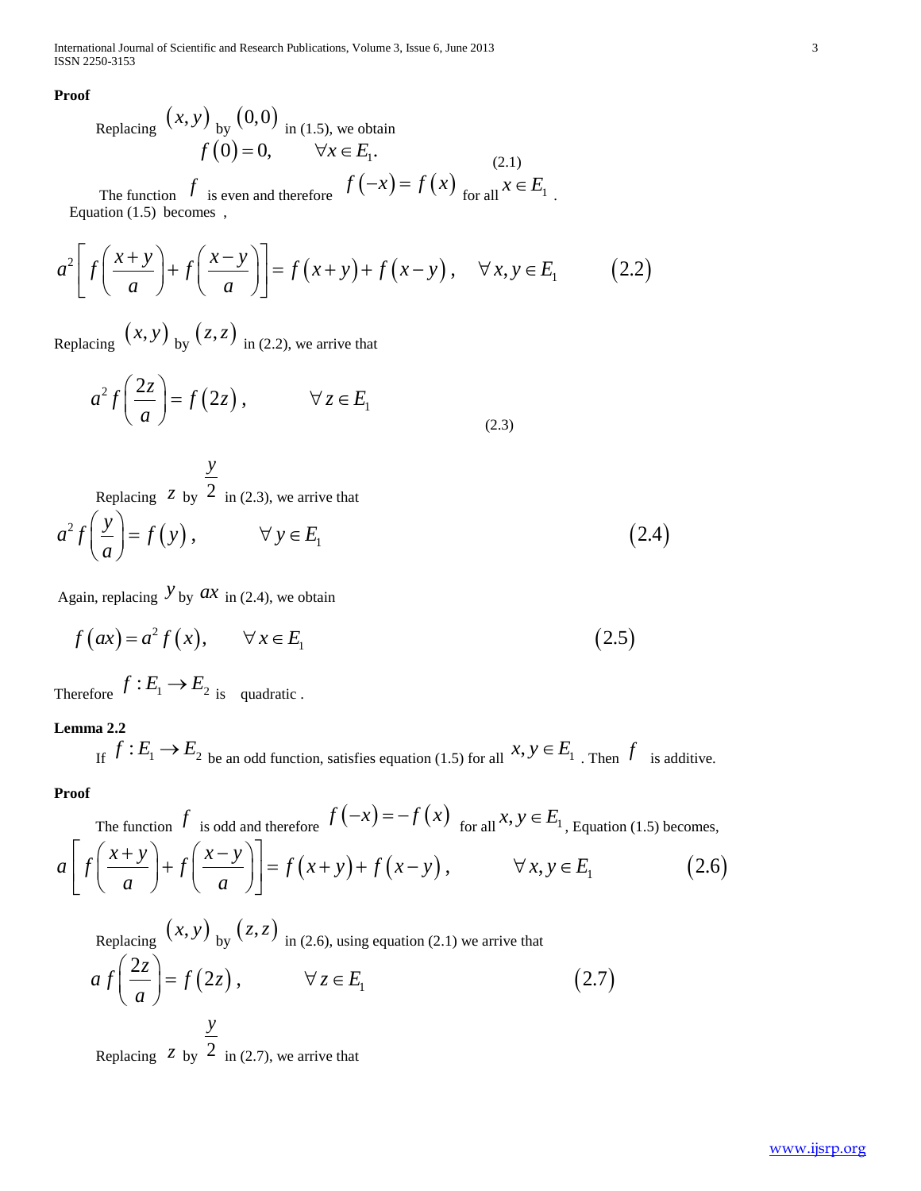**Proof**

Replacing $(x,y)$ by $(0,0)$ in (1.5), we obtain

$$f(0)=0, \qquad \forall x \in E_1. \tag{2.1}$$

The function $f$ is even and therefore $f(-x)=f(x)$ for all $x \in E_1$.

Equation (1.5) becomes ,

$$a^2\left[f\left(\frac{x+y}{a}\right)+f\left(\frac{x-y}{a}\right)\right]=f(x+y)+f(x-y), \quad \forall x,y \in E_1 \tag{2.2}$$

Replacing $(x,y)$ by $(z,z)$ in (2.2), we arrive that

$$a^2 f\left(\frac{2z}{a}\right)=f(2z), \qquad \forall z \in E_1 \tag{2.3}$$

Replacing $z$ by $\frac{y}{2}$ in (2.3), we arrive that

$$a^2 f\left(\frac{y}{a}\right)=f(y), \qquad \forall y \in E_1 \tag{2.4}$$

Again, replacing $y$ by $ax$ in (2.4), we obtain

$$f(ax)=a^2 f(x), \qquad \forall x \in E_1 \tag{2.5}$$

Therefore $f: E_1 \rightarrow E_2$ is quadratic .

**Lemma 2.2**

If $f: E_1 \rightarrow E_2$ be an odd function, satisfies equation (1.5) for all $x,y \in E_1$ . Then $f$ is additive.

**Proof**

The function $f$ is odd and therefore $f(-x)=-f(x)$ for all $x,y \in E_1$, Equation (1.5) becomes,

$$a\left[f\left(\frac{x+y}{a}\right)+f\left(\frac{x-y}{a}\right)\right]=f(x+y)+f(x-y), \qquad \forall x,y \in E_1 \tag{2.6}$$

Replacing $(x,y)$ by $(z,z)$ in (2.6), using equation (2.1) we arrive that

$$a\, f\left(\frac{2z}{a}\right)=f(2z), \qquad \forall z \in E_1 \tag{2.7}$$

Replacing $z$ by $\frac{y}{2}$ in (2.7), we arrive that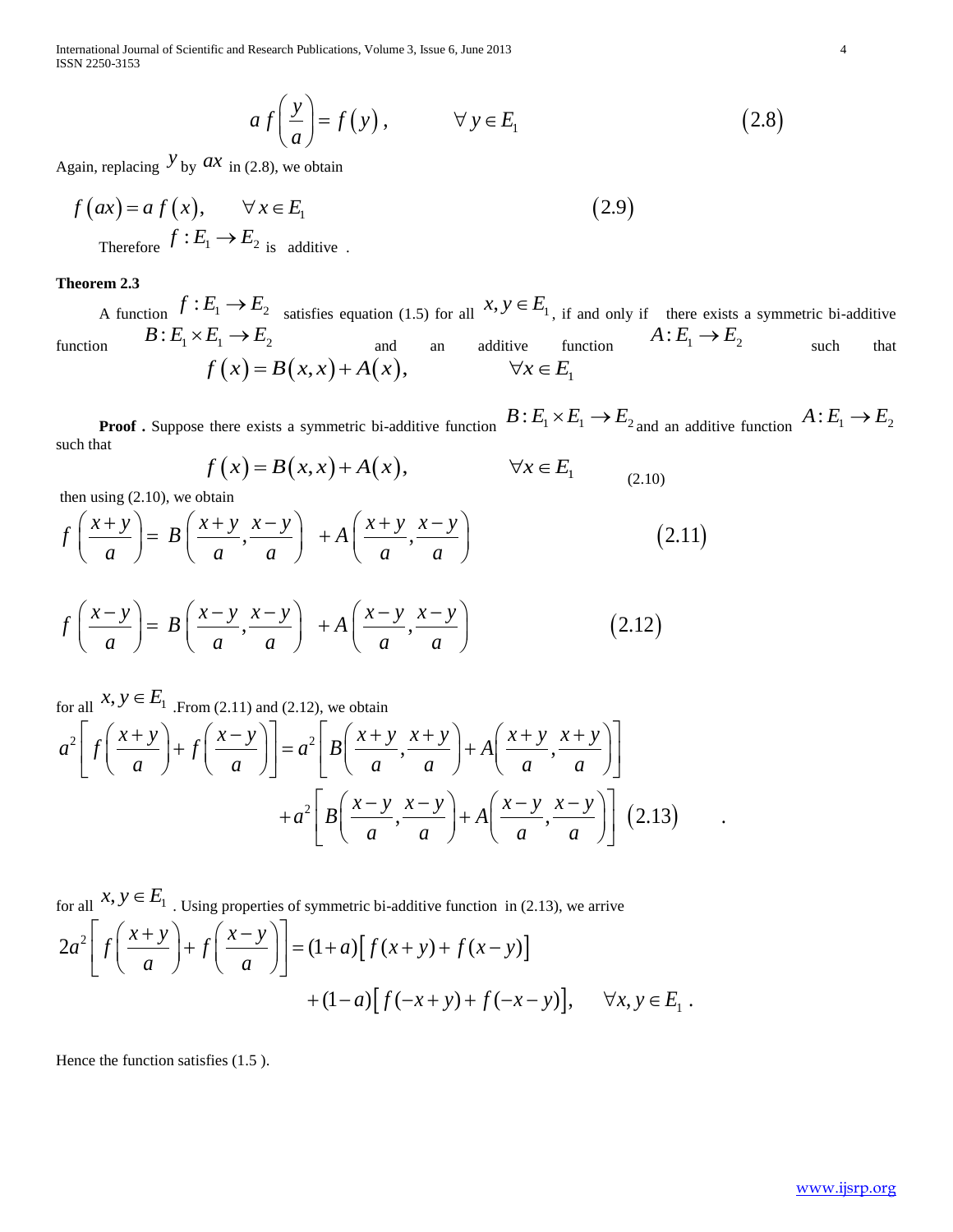$$a\, f\left(\frac{y}{a}\right) = f(y), \qquad \forall\, y \in E_1 \tag{2.8}$$

Again, replacing $y$ by $ax$ in (2.8), we obtain

$$f(ax) = a\, f(x), \qquad \forall\, x \in E_1 \tag{2.9}$$

Therefore $f : E_1 \to E_2$ is additive .

**Theorem 2.3**

A function $f : E_1 \to E_2$ satisfies equation (1.5) for all $x, y \in E_1$, if and only if there exists a symmetric bi-additive function $B : E_1 \times E_1 \to E_2$ and an additive function $A : E_1 \to E_2$ such that

$$f(x) = B(x,x) + A(x), \qquad \forall x \in E_1$$

**Proof .** Suppose there exists a symmetric bi-additive function $B : E_1 \times E_1 \to E_2$ and an additive function $A : E_1 \to E_2$ such that

$$f(x) = B(x,x) + A(x), \qquad \forall x \in E_1 \tag{2.10}$$

then using (2.10), we obtain

$$f\left(\frac{x+y}{a}\right) = B\left(\frac{x+y}{a}, \frac{x-y}{a}\right) + A\left(\frac{x+y}{a}, \frac{x-y}{a}\right) \tag{2.11}$$

$$f\left(\frac{x-y}{a}\right) = B\left(\frac{x-y}{a}, \frac{x-y}{a}\right) + A\left(\frac{x-y}{a}, \frac{x-y}{a}\right) \tag{2.12}$$

for all $x, y \in E_1$ .From (2.11) and (2.12), we obtain

$$a^2\left[ f\left(\frac{x+y}{a}\right) + f\left(\frac{x-y}{a}\right)\right] = a^2\left[ B\left(\frac{x+y}{a}, \frac{x+y}{a}\right) + A\left(\frac{x+y}{a}, \frac{x+y}{a}\right)\right] + a^2\left[ B\left(\frac{x-y}{a}, \frac{x-y}{a}\right) + A\left(\frac{x-y}{a}, \frac{x-y}{a}\right)\right] \tag{2.13}$$

for all $x, y \in E_1$ . Using properties of symmetric bi-additive function in (2.13), we arrive

$$2a^2\left[ f\left(\frac{x+y}{a}\right) + f\left(\frac{x-y}{a}\right)\right] = (1+a)\left[ f(x+y) + f(x-y)\right] + (1-a)\left[ f(-x+y) + f(-x-y)\right], \quad \forall x, y \in E_1 .$$

Hence the function satisfies (1.5 ).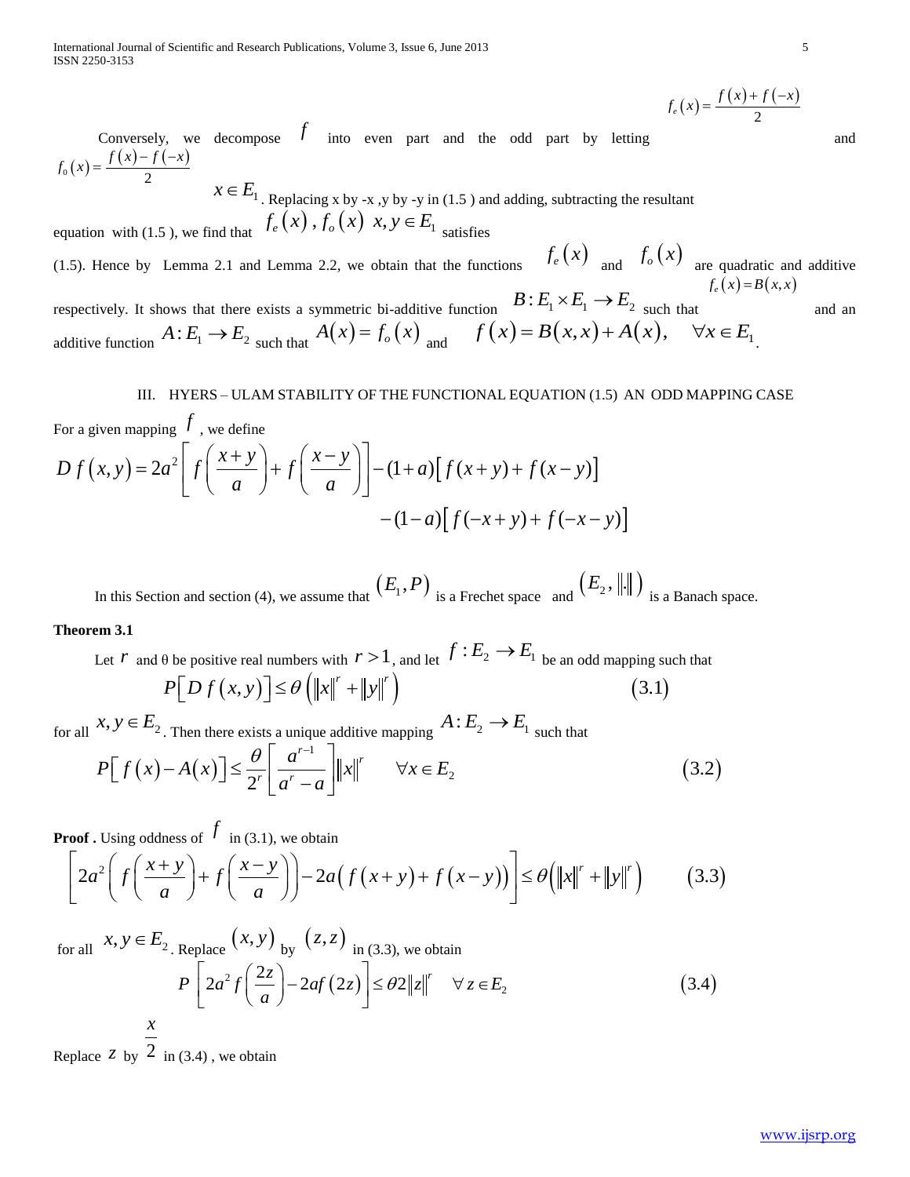Conversely, we decompose $f$ into even part and the odd part by letting $f_e(x) = \frac{f(x)+f(-x)}{2}$ and $f_0(x) = \frac{f(x)-f(-x)}{2}$ $x \in E_1$. Replacing x by -x ,y by -y in (1.5 ) and adding, subtracting the resultant equation with (1.5 ), we find that $f_e(x), f_o(x)$ $x, y \in E_1$ satisfies (1.5). Hence by Lemma 2.1 and Lemma 2.2, we obtain that the functions $f_e(x)$ and $f_o(x)$ are quadratic and additive respectively. It shows that there exists a symmetric bi-additive function $B: E_1 \times E_1 \to E_2$ such that $f_e(x) = B(x,x)$ and an additive function $A: E_1 \to E_2$ such that $A(x) = f_o(x)$ and $f(x) = B(x,x) + A(x), \quad \forall x \in E_1$.

## III. HYERS – ULAM STABILITY OF THE FUNCTIONAL EQUATION (1.5) AN ODD MAPPING CASE

For a given mapping $f$, we define

$$D\, f(x,y) = 2a^2\left[ f\left(\frac{x+y}{a}\right) + f\left(\frac{x-y}{a}\right)\right] - (1+a)\left[f(x+y)+f(x-y)\right] - (1-a)\left[f(-x+y)+f(-x-y)\right]$$

In this Section and section (4), we assume that $(E_1, P)$ is a Frechet space and $(E_2, \|.\|)$ is a Banach space.

**Theorem 3.1**

Let $r$ and θ be positive real numbers with $r > 1$, and let $f: E_2 \to E_1$ be an odd mapping such that

$$P\left[D\, f(x,y)\right] \le \theta\left(\|x\|^r + \|y\|^r\right) \qquad (3.1)$$

for all $x, y \in E_2$. Then there exists a unique additive mapping $A: E_2 \to E_1$ such that

$$P\left[f(x) - A(x)\right] \le \frac{\theta}{2^r}\left[\frac{a^{r-1}}{a^r - a}\right]\|x\|^r \qquad \forall x \in E_2 \qquad (3.2)$$

**Proof .** Using oddness of $f$ in (3.1), we obtain

$$\left[2a^2\left(f\left(\frac{x+y}{a}\right) + f\left(\frac{x-y}{a}\right)\right) - 2a\left(f(x+y) + f(x-y)\right)\right] \le \theta\left(\|x\|^r + \|y\|^r\right) \qquad (3.3)$$

for all $x, y \in E_2$. Replace $(x,y)$ by $(z,z)$ in (3.3), we obtain

$$P\left[2a^2 f\left(\frac{2z}{a}\right) - 2af(2z)\right] \le \theta 2\|z\|^r \quad \forall z \in E_2 \qquad (3.4)$$

Replace $z$ by $\frac{x}{2}$ in (3.4) , we obtain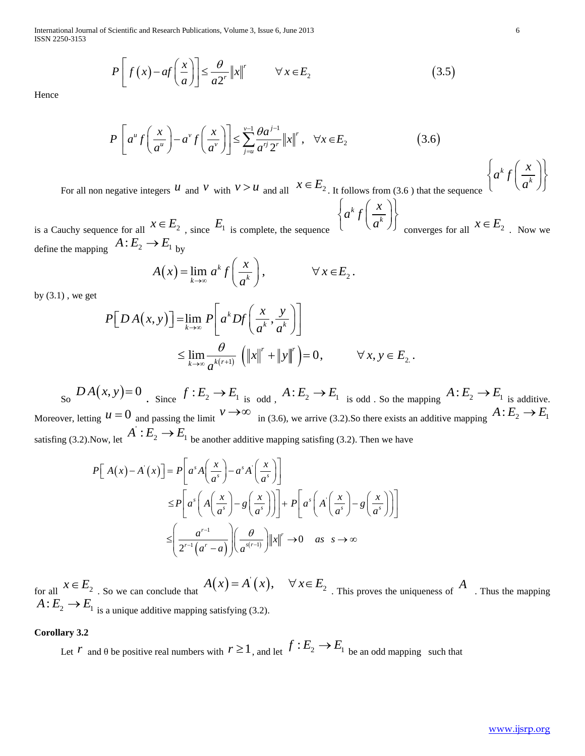$$P\left[ f(x) - af\left(\frac{x}{a}\right)\right] \le \frac{\theta}{a2^r}\|x\|^r \qquad \forall\, x \in E_2 \tag{3.5}$$

Hence

$$P\left[ a^u f\left(\frac{x}{a^u}\right) - a^v f\left(\frac{x}{a^v}\right)\right] \le \sum_{j=u}^{v-1} \frac{\theta a^{j-1}}{a^{rj} 2^r}\|x\|^r, \quad \forall x \in E_2 \tag{3.6}$$

For all non negative integers $u$ and $v$ with $v > u$ and all $x \in E_2$. It follows from (3.6 ) that the sequence $\left\{a^k f\left(\frac{x}{a^k}\right)\right\}$ is a Cauchy sequence for all $x \in E_2$, since $E_1$ is complete, the sequence $\left\{a^k f\left(\frac{x}{a^k}\right)\right\}$ converges for all $x \in E_2$. Now we define the mapping $A: E_2 \to E_1$ by

$$A(x) = \lim_{k\to\infty} a^k f\left(\frac{x}{a^k}\right), \qquad \forall\, x \in E_2.$$

by (3.1) , we get

$$P\left[D\,A(x,y)\right] = \lim_{k\to\infty} P\left[a^k Df\left(\frac{x}{a^k}, \frac{y}{a^k}\right)\right]$$

$$\le \lim_{k\to\infty} \frac{\theta}{a^{k(r+1)}}\left(\|x\|^r + \|y\|^r\right) = 0, \qquad \forall\, x, y \in E_2.$$

So $DA(x,y) = 0$. Since $f: E_2 \to E_1$ is odd , $A: E_2 \to E_1$ is odd . So the mapping $A: E_2 \to E_1$ is additive. Moreover, letting $u = 0$ and passing the limit $v \to \infty$ in (3.6), we arrive (3.2).So there exists an additive mapping $A: E_2 \to E_1$ satisfing (3.2).Now, let $A^{'}: E_2 \to E_1$ be another additive mapping satisfing (3.2). Then we have

$$P\left[A(x) - A^{'}(x)\right] = P\left[a^s A\left(\frac{x}{a^s}\right) - a^s A^{'}\left(\frac{x}{a^s}\right)\right]$$

$$\le P\left[a^s\left(A\left(\frac{x}{a^s}\right) - g\left(\frac{x}{a^s}\right)\right)\right] + P\left[a^s\left(A^{'}\left(\frac{x}{a^s}\right) - g\left(\frac{x}{a^s}\right)\right)\right]$$

$$\le \left(\frac{a^{r-1}}{2^{r-1}\left(a^r - a\right)}\right)\left(\frac{\theta}{a^{s(r-1)}}\right)\|x\|^r \to 0 \quad as \;\; s \to \infty$$

for all $x \in E_2$. So we can conclude that $A(x) = A^{'}(x), \quad \forall x \in E_2$. This proves the uniqueness of $A$. Thus the mapping $A: E_2 \to E_1$ is a unique additive mapping satisfying (3.2).

**Corollary 3.2**

Let $r$ and θ be positive real numbers with $r \ge 1$, and let $f: E_2 \to E_1$ be an odd mapping such that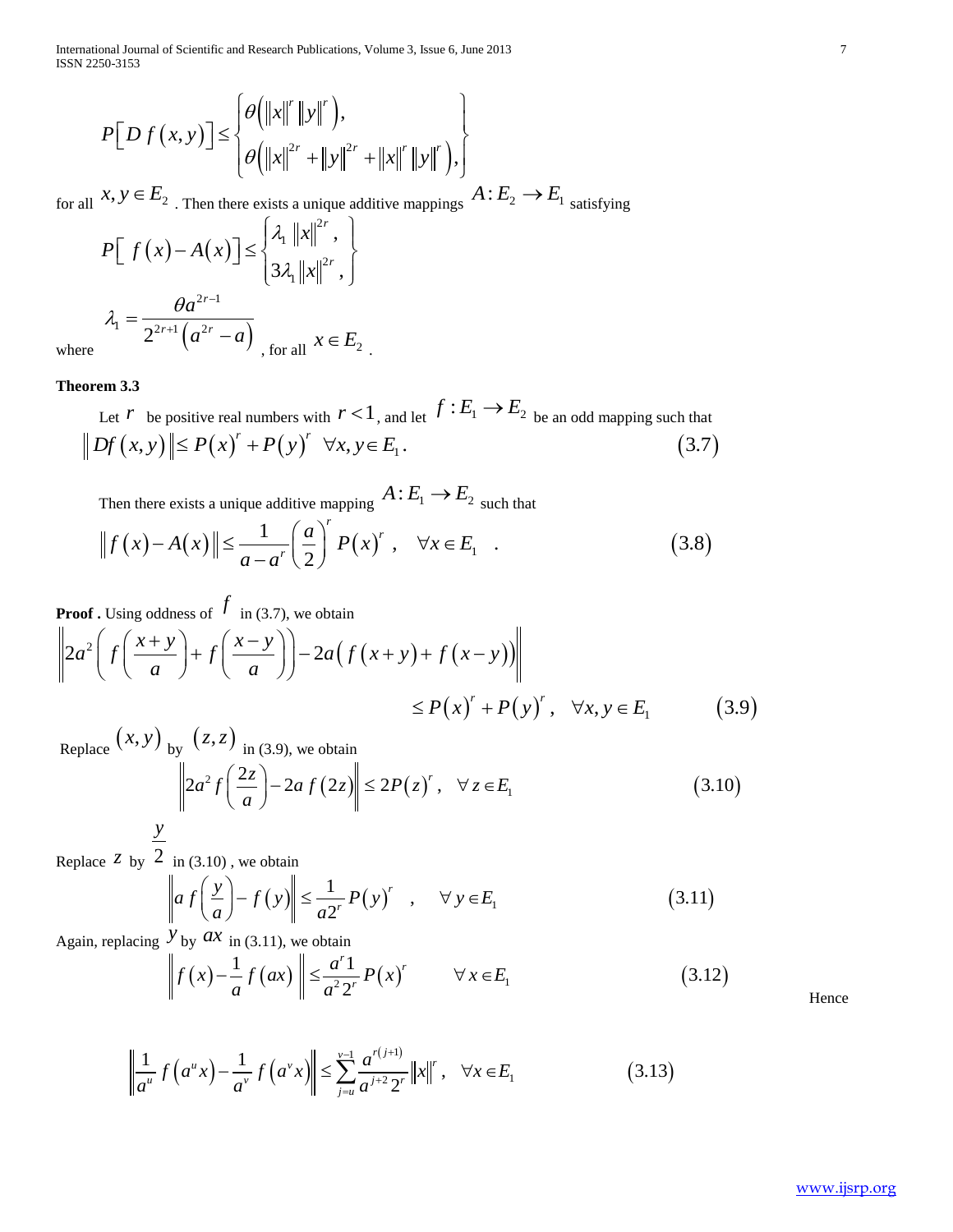$$P\left[D f(x,y)\right] \leq \left\{ \begin{array}{l} \theta\left(\|x\|^{r}\|y\|^{r}\right), \\ \theta\left(\|x\|^{2r}+\|y\|^{2r}+\|x\|^{r}\|y\|^{r}\right), \end{array} \right\}$$

for all $x, y \in E_2$. Then there exists a unique additive mappings $A: E_2 \to E_1$ satisfying

$$P\left[\ f(x)-A(x)\right] \leq \left\{ \begin{array}{l} \lambda_1 \|x\|^{2r}, \\ 3\lambda_1 \|x\|^{2r}, \end{array} \right\}$$

where $\lambda_1 = \dfrac{\theta a^{2r-1}}{2^{2r+1}\left(a^{2r}-a\right)}$, for all $x \in E_2$.

**Theorem 3.3**

Let $r$ be positive real numbers with $r<1$, and let $f: E_1 \to E_2$ be an odd mapping such that

$$\left\| Df(x,y)\right\| \leq P(x)^{r} + P(y)^{r} \quad \forall x, y \in E_1. \tag{3.7}$$

Then there exists a unique additive mapping $A: E_1 \to E_2$ such that

$$\left\| f(x) - A(x)\right\| \leq \frac{1}{a-a^{r}}\left(\frac{a}{2}\right)^{r} P(x)^{r}, \quad \forall x \in E_1 \quad . \tag{3.8}$$

**Proof .** Using oddness of $f$ in (3.7), we obtain

$$\left\| 2a^{2}\left( f\left(\frac{x+y}{a}\right) + f\left(\frac{x-y}{a}\right)\right) - 2a\left(f(x+y)+f(x-y)\right)\right\| \leq P(x)^{r} + P(y)^{r}, \quad \forall x, y \in E_1 \tag{3.9}$$

Replace $(x,y)$ by $(z,z)$ in (3.9), we obtain

$$\left\| 2a^{2} f\left(\frac{2z}{a}\right) - 2a\, f(2z)\right\| \leq 2P(z)^{r}, \quad \forall z \in E_1 \tag{3.10}$$

Replace $z$ by $\frac{y}{2}$ in (3.10) , we obtain

$$\left\| a\, f\left(\frac{y}{a}\right) - f(y)\right\| \leq \frac{1}{a2^{r}} P(y)^{r} \quad , \quad \forall y \in E_1 \tag{3.11}$$

Again, replacing $y$ by $ax$ in (3.11), we obtain

$$\left\| f(x) - \frac{1}{a} f(ax)\ \right\| \leq \frac{a^{r}1}{a^{2}2^{r}} P(x)^{r} \qquad \forall x \in E_1 \tag{3.12}$$

Hence

$$\left\| \frac{1}{a^{u}} f\left(a^{u}x\right) - \frac{1}{a^{v}} f\left(a^{v}x\right)\right\| \leq \sum_{j=u}^{v-1} \frac{a^{r(j+1)}}{a^{j+2}2^{r}} \|x\|^{r}, \quad \forall x \in E_1 \tag{3.13}$$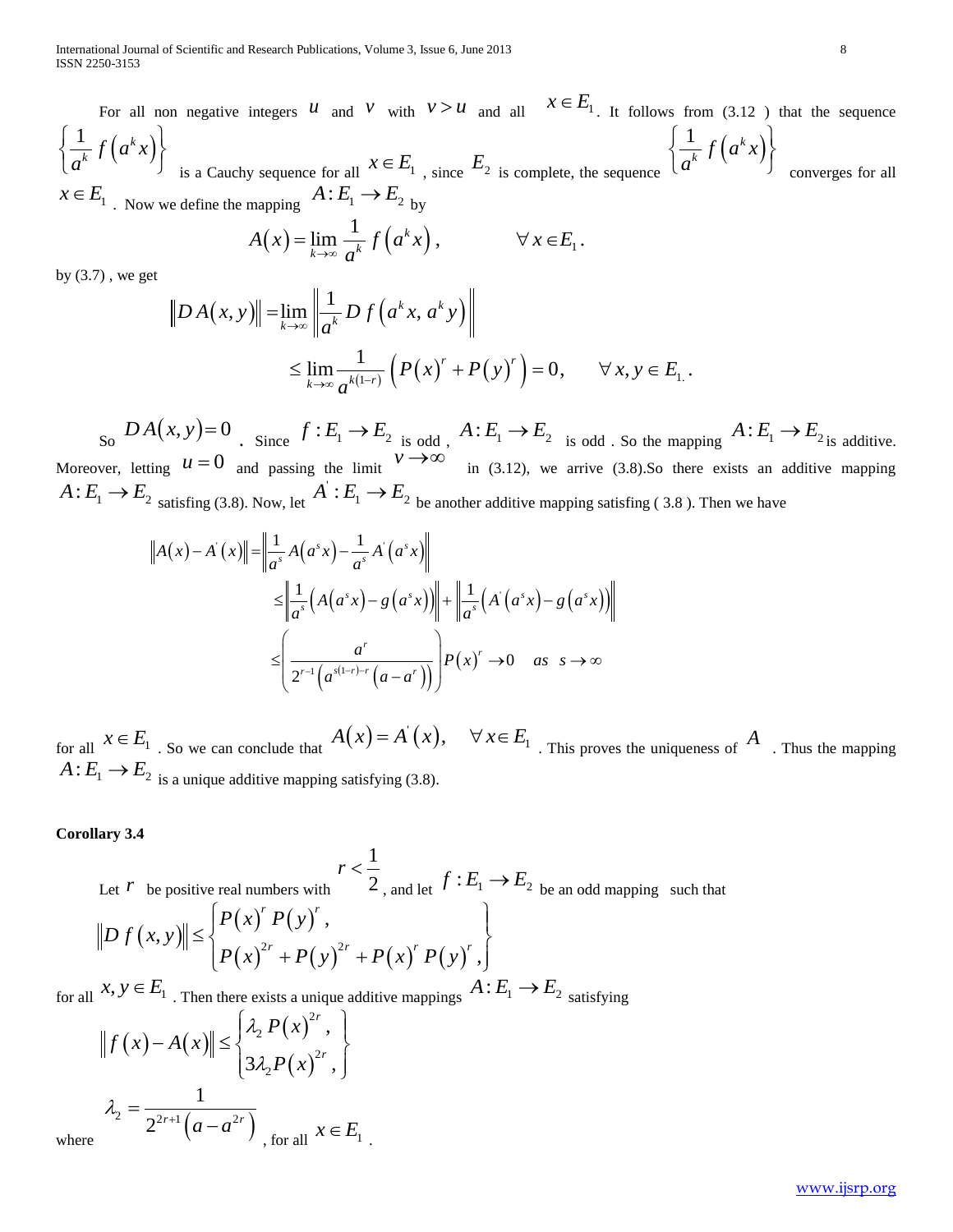For all non negative integers $u$ and $v$ with $v > u$ and all $x \in E_1$. It follows from (3.12 ) that the sequence $\left\{ \frac{1}{a^k} f\left(a^k x\right) \right\}$ is a Cauchy sequence for all $x \in E_1$ , since $E_2$ is complete, the sequence $\left\{ \frac{1}{a^k} f\left(a^k x\right) \right\}$ converges for all $x \in E_1$ . Now we define the mapping $A: E_1 \to E_2$ by

$$A(x) = \lim_{k \to \infty} \frac{1}{a^k} f\left(a^k x\right), \qquad \forall\, x \in E_1 .$$

by (3.7) , we get

$$\left\| D\,A(x,y) \right\| = \lim_{k \to \infty} \left\| \frac{1}{a^k} D\, f\left(a^k x,\, a^k y\right) \right\|$$

$$\leq \lim_{k \to \infty} \frac{1}{a^{k(1-r)}} \left( P(x)^r + P(y)^r \right) = 0, \qquad \forall\, x, y \in E_1 .$$

So $D\,A(x,y) = 0$ . Since $f: E_1 \to E_2$ is odd , $A: E_1 \to E_2$ is odd . So the mapping $A: E_1 \to E_2$ is additive. Moreover, letting $u = 0$ and passing the limit $v \to \infty$ in (3.12), we arrive (3.8).So there exists an additive mapping $A: E_1 \to E_2$ satisfing (3.8). Now, let $A^{'}: E_1 \to E_2$ be another additive mapping satisfing ( 3.8 ). Then we have

$$\left\| A(x) - A^{'}(x) \right\| = \left\| \frac{1}{a^s} A\left(a^s x\right) - \frac{1}{a^s} A^{'}\left(a^s x\right) \right\|$$

$$\leq \left\| \frac{1}{a^s} \left( A\left(a^s x\right) - g\left(a^s x\right) \right) \right\| + \left\| \frac{1}{a^s} \left( A^{'}\left(a^s x\right) - g\left(a^s x\right) \right) \right\|$$

$$\leq \left( \frac{a^r}{2^{r-1} \left( a^{s(1-r)-r} \left(a - a^r\right) \right)} \right) P(x)^r \to 0 \quad as \;\; s \to \infty$$

for all $x \in E_1$ . So we can conclude that $A(x) = A^{'}(x), \quad \forall\, x \in E_1$ . This proves the uniqueness of $A$ . Thus the mapping $A: E_1 \to E_2$ is a unique additive mapping satisfying (3.8).

**Corollary 3.4**

Let $r$ be positive real numbers with $r < \frac{1}{2}$, and let $f: E_1 \to E_2$ be an odd mapping such that

$$\left\| D\, f\left(x, y\right) \right\| \leq \begin{cases} P(x)^r\, P(y)^r, \\ P(x)^{2r} + P(y)^{2r} + P(x)^r\, P(y)^r, \end{cases}$$

for all $x, y \in E_1$ . Then there exists a unique additive mappings $A: E_1 \to E_2$ satisfying

$$\left\| f\left(x\right) - A\left(x\right) \right\| \leq \begin{cases} \lambda_2\, P(x)^{2r}, \\ 3\lambda_2 P(x)^{2r}, \end{cases}$$

where $\lambda_2 = \dfrac{1}{2^{2r+1}\left(a - a^{2r}\right)}$ , for all $x \in E_1$ .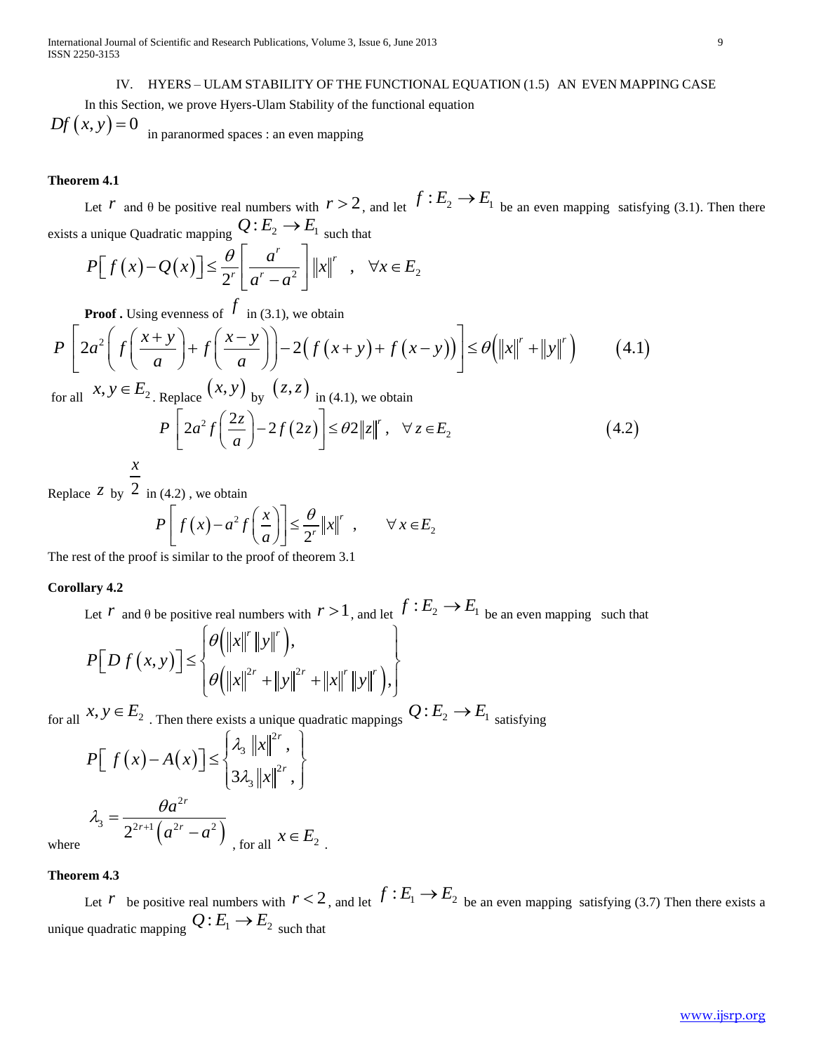## IV. HYERS – ULAM STABILITY OF THE FUNCTIONAL EQUATION (1.5) AN EVEN MAPPING CASE

In this Section, we prove Hyers-Ulam Stability of the functional equation $Df(x,y)=0$ in paranormed spaces : an even mapping

**Theorem 4.1**

Let $r$ and θ be positive real numbers with $r>2$, and let $f:E_2 \to E_1$ be an even mapping satisfying (3.1). Then there exists a unique Quadratic mapping $Q:E_2 \to E_1$ such that

$$P\left[f(x)-Q(x)\right] \le \frac{\theta}{2^r}\left[\frac{a^r}{a^r-a^2}\right]\|x\|^r \quad , \quad \forall x \in E_2$$

**Proof .** Using evenness of $f$ in (3.1), we obtain

$$P\left[2a^2\left(f\left(\frac{x+y}{a}\right)+f\left(\frac{x-y}{a}\right)\right)-2\left(f(x+y)+f(x-y)\right)\right] \le \theta\left(\|x\|^r+\|y\|^r\right) \qquad (4.1)$$

for all $x,y \in E_2$. Replace $(x,y)$ by $(z,z)$ in (4.1), we obtain

$$P\left[2a^2 f\left(\frac{2z}{a}\right)-2f(2z)\right] \le \theta 2\|z\|^r, \quad \forall z \in E_2 \qquad (4.2)$$

Replace $z$ by $\frac{x}{2}$ in (4.2) , we obtain

$$P\left[f(x)-a^2 f\left(\frac{x}{a}\right)\right] \le \frac{\theta}{2^r}\|x\|^r \quad , \qquad \forall x \in E_2$$

The rest of the proof is similar to the proof of theorem 3.1

**Corollary 4.2**

Let $r$ and θ be positive real numbers with $r>1$, and let $f:E_2 \to E_1$ be an even mapping such that

$$P\left[D\,f(x,y)\right] \le \begin{cases} \theta\left(\|x\|^r\|y\|^r\right), \\ \theta\left(\|x\|^{2r}+\|y\|^{2r}+\|x\|^r\|y\|^r\right), \end{cases}$$

for all $x,y \in E_2$ . Then there exists a unique quadratic mappings $Q:E_2 \to E_1$ satisfying

$$P\left[f(x)-A(x)\right] \le \begin{cases} \lambda_3\|x\|^{2r}, \\ 3\lambda_3\|x\|^{2r}, \end{cases}$$

where $\lambda_3 = \dfrac{\theta a^{2r}}{2^{2r+1}\left(a^{2r}-a^2\right)}$ , for all $x \in E_2$ .

**Theorem 4.3**

Let $r$ be positive real numbers with $r<2$, and let $f:E_1 \to E_2$ be an even mapping satisfying (3.7) Then there exists a unique quadratic mapping $Q:E_1 \to E_2$ such that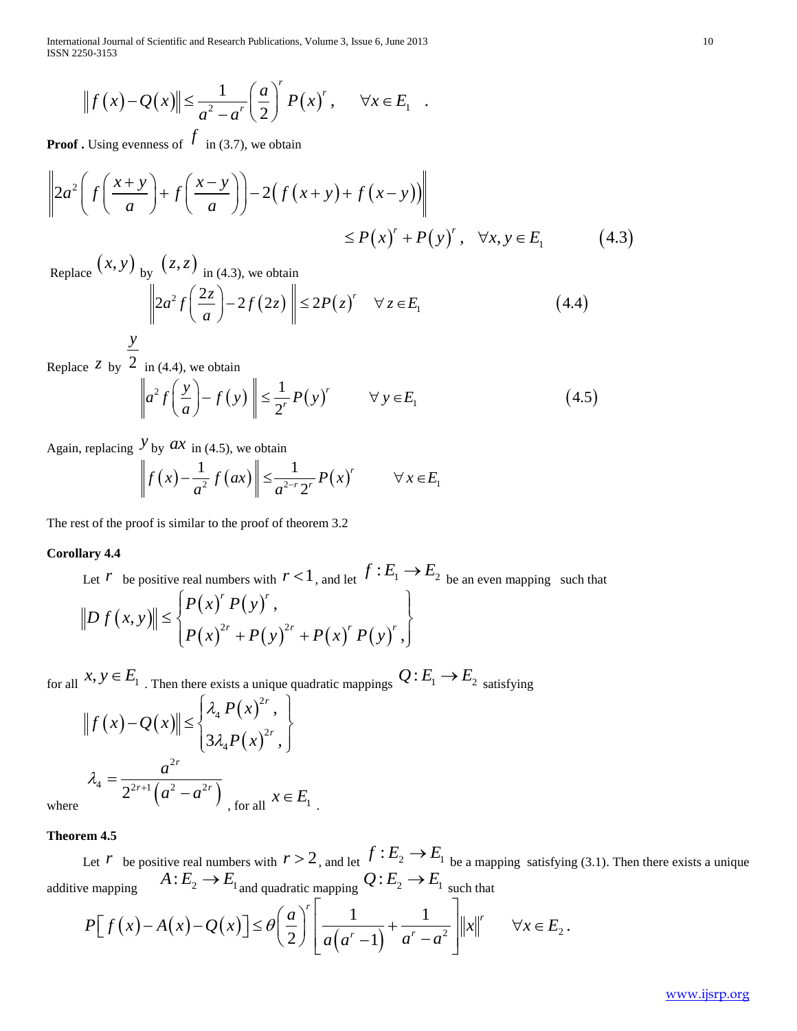$$\left\| f(x) - Q(x) \right\| \leq \frac{1}{a^2 - a^r} \left( \frac{a}{2} \right)^r P(x)^r, \qquad \forall x \in E_1 \quad .$$

**Proof .** Using evenness of $f$ in (3.7), we obtain

$$\left\| 2a^2 \left( f\left( \frac{x+y}{a} \right) + f\left( \frac{x-y}{a} \right) \right) - 2\left( f(x+y) + f(x-y) \right) \right\| \leq P(x)^r + P(y)^r, \quad \forall x, y \in E_1 \qquad (4.3)$$

Replace $(x, y)$ by $(z, z)$ in (4.3), we obtain

$$\left\| 2a^2 f\left( \frac{2z}{a} \right) - 2f(2z) \right\| \leq 2P(z)^r \quad \forall z \in E_1 \qquad (4.4)$$

Replace $z$ by $\frac{y}{2}$ in (4.4), we obtain

$$\left\| a^2 f\left( \frac{y}{a} \right) - f(y) \right\| \leq \frac{1}{2^r} P(y)^r \qquad \forall y \in E_1 \qquad (4.5)$$

Again, replacing $y$ by $ax$ in (4.5), we obtain

$$\left\| f(x) - \frac{1}{a^2} f(ax) \right\| \leq \frac{1}{a^{2-r} 2^r} P(x)^r \qquad \forall x \in E_1$$

The rest of the proof is similar to the proof of theorem 3.2

**Corollary 4.4**

Let $r$ be positive real numbers with $r < 1$, and let $f : E_1 \to E_2$ be an even mapping such that

$$\left\| D f(x, y) \right\| \leq \begin{Bmatrix} P(x)^r P(y)^r, \\ P(x)^{2r} + P(y)^{2r} + P(x)^r P(y)^r, \end{Bmatrix}$$

for all $x, y \in E_1$. Then there exists a unique quadratic mappings $Q : E_1 \to E_2$ satisfying

$$\left\| f(x) - Q(x) \right\| \leq \begin{Bmatrix} \lambda_4 P(x)^{2r}, \\ 3\lambda_4 P(x)^{2r}, \end{Bmatrix}$$

where $\lambda_4 = \dfrac{a^{2r}}{2^{2r+1}\left( a^2 - a^{2r} \right)}$, for all $x \in E_1$.

**Theorem 4.5**

Let $r$ be positive real numbers with $r > 2$, and let $f : E_2 \to E_1$ be a mapping satisfying (3.1). Then there exists a unique additive mapping $A : E_2 \to E_1$ and quadratic mapping $Q : E_2 \to E_1$ such that

$$P\left[ f(x) - A(x) - Q(x) \right] \leq \theta \left( \frac{a}{2} \right)^r \left[ \frac{1}{a\left( a^r - 1 \right)} + \frac{1}{a^r - a^2} \right] \left\| x \right\|^r \qquad \forall x \in E_2 .$$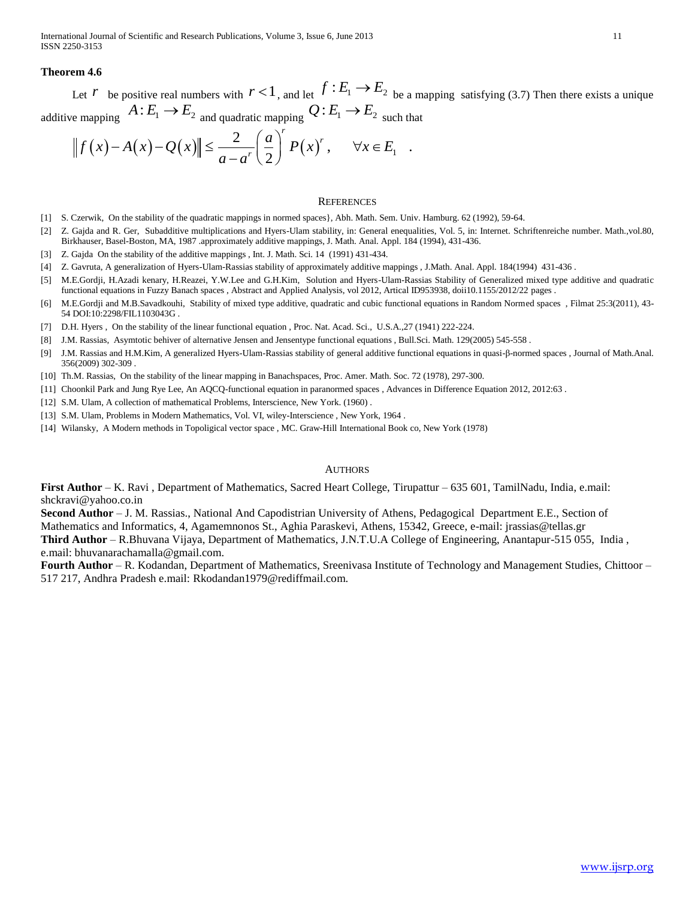**Theorem 4.6**

Let $r$ be positive real numbers with $r < 1$, and let $f : E_1 \to E_2$ be a mapping satisfying (3.7) Then there exists a unique additive mapping $A : E_1 \to E_2$ and quadratic mapping $Q : E_1 \to E_2$ such that

$$\left\| f(x) - A(x) - Q(x) \right\| \le \frac{2}{a - a^r} \left( \frac{a}{2} \right)^r P(x)^r, \quad \forall x \in E_1 \quad .$$

## REFERENCES

[1] S. Czerwik, On the stability of the quadratic mappings in normed spaces}, Abh. Math. Sem. Univ. Hamburg. 62 (1992), 59-64.

[2] Z. Gajda and R. Ger, Subadditive multiplications and Hyers-Ulam stability, in: General enequalities, Vol. 5, in: Internet. Schriftenreiche number. Math.,vol.80, Birkhauser, Basel-Boston, MA, 1987 .approximately additive mappings, J. Math. Anal. Appl. 184 (1994), 431-436.

[3] Z. Gajda On the stability of the additive mappings , Int. J. Math. Sci. 14 (1991) 431-434.

[4] Z. Gavruta, A generalization of Hyers-Ulam-Rassias stability of approximately additive mappings , J.Math. Anal. Appl. 184(1994) 431-436 .

[5] M.E.Gordji, H.Azadi kenary, H.Reazei, Y.W.Lee and G.H.Kim, Solution and Hyers-Ulam-Rassias Stability of Generalized mixed type additive and quadratic functional equations in Fuzzy Banach spaces , Abstract and Applied Analysis, vol 2012, Artical ID953938, doii10.1155/2012/22 pages .

[6] M.E.Gordji and M.B.Savadkouhi, Stability of mixed type additive, quadratic and cubic functional equations in Random Normed spaces , Filmat 25:3(2011), 43-54 DOI:10:2298/FIL1103043G .

[7] D.H. Hyers , On the stability of the linear functional equation , Proc. Nat. Acad. Sci., U.S.A.,27 (1941) 222-224.

[8] J.M. Rassias, Asymtotic behiver of alternative Jensen and Jensentype functional equations , Bull.Sci. Math. 129(2005) 545-558 .

[9] J.M. Rassias and H.M.Kim, A generalized Hyers-Ulam-Rassias stability of general additive functional equations in quasi-β-normed spaces , Journal of Math.Anal. 356(2009) 302-309 .

[10] Th.M. Rassias, On the stability of the linear mapping in Banachspaces, Proc. Amer. Math. Soc. 72 (1978), 297-300.

[11] Choonkil Park and Jung Rye Lee, An AQCQ-functional equation in paranormed spaces , Advances in Difference Equation 2012, 2012:63 .

[12] S.M. Ulam, A collection of mathematical Problems, Interscience, New York. (1960) .

[13] S.M. Ulam, Problems in Modern Mathematics, Vol. VI, wiley-Interscience , New York, 1964 .

[14] Wilansky, A Modern methods in Topoligical vector space , MC. Graw-Hill International Book co, New York (1978)

## AUTHORS

**First Author** – K. Ravi , Department of Mathematics, Sacred Heart College, Tirupattur – 635 601, TamilNadu, India, e.mail: shckravi@yahoo.co.in

**Second Author** – J. M. Rassias., National And Capodistrian University of Athens, Pedagogical Department E.E., Section of Mathematics and Informatics, 4, Agamemnonos St., Aghia Paraskevi, Athens, 15342, Greece, e-mail: jrassias@tellas.gr

**Third Author** – R.Bhuvana Vijaya, Department of Mathematics, J.N.T.U.A College of Engineering, Anantapur-515 055, India , e.mail: bhuvanarachamalla@gmail.com.

**Fourth Author** – R. Kodandan, Department of Mathematics, Sreenivasa Institute of Technology and Management Studies, Chittoor – 517 217, Andhra Pradesh e.mail: Rkodandan1979@rediffmail.com.